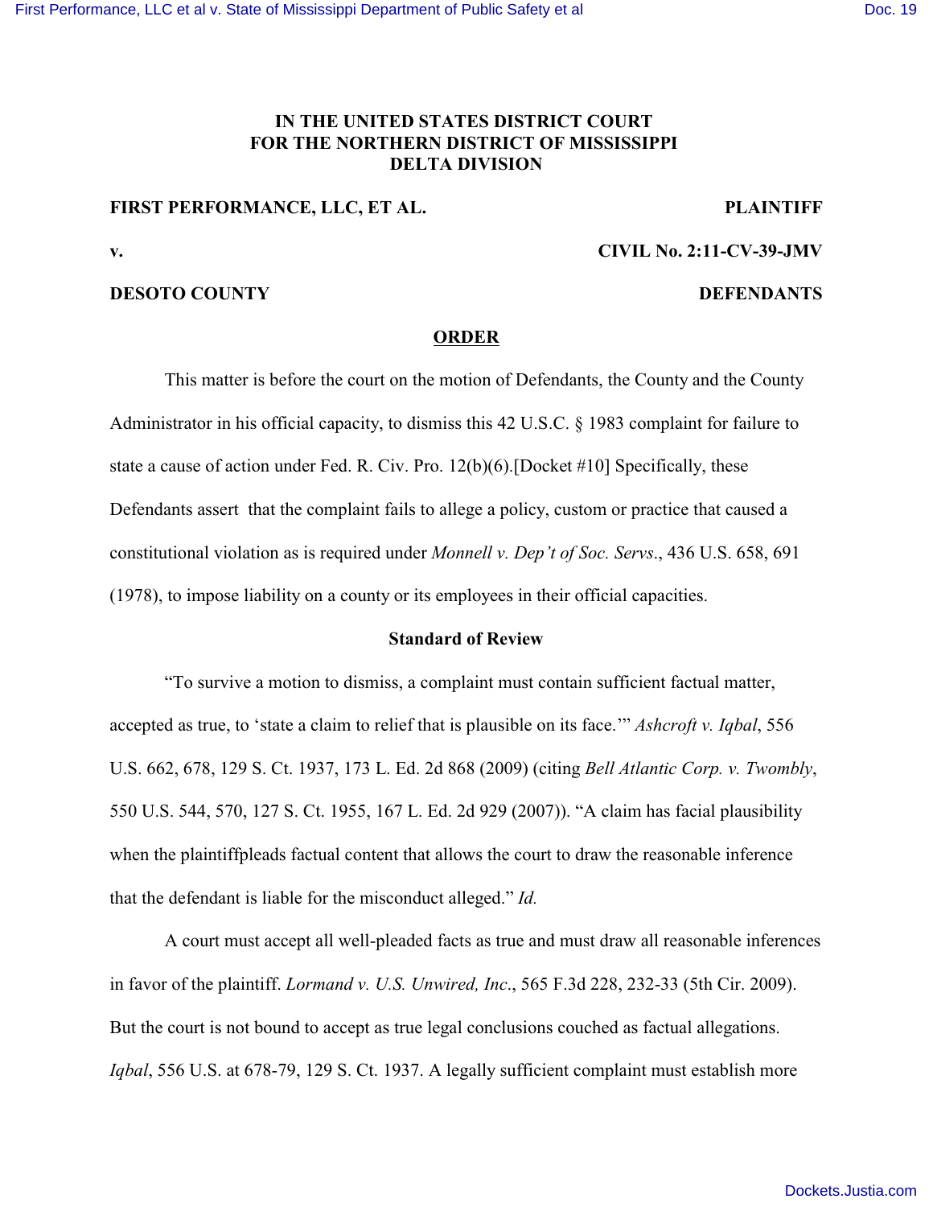**IN THE UNITED STATES DISTRICT COURT**
**FOR THE NORTHERN DISTRICT OF MISSISSIPPI**
**DELTA DIVISION**

**FIRST PERFORMANCE, LLC, ET AL.** **PLAINTIFF**

**v.** **CIVIL No. 2:11-CV-39-JMV**

**DESOTO COUNTY** **DEFENDANTS**

## ORDER

This matter is before the court on the motion of Defendants, the County and the County Administrator in his official capacity, to dismiss this 42 U.S.C. § 1983 complaint for failure to state a cause of action under Fed. R. Civ. Pro. 12(b)(6).[Docket #10] Specifically, these Defendants assert that the complaint fails to allege a policy, custom or practice that caused a constitutional violation as is required under *Monnell v. Dep't of Soc. Servs*., 436 U.S. 658, 691 (1978), to impose liability on a county or its employees in their official capacities.

### Standard of Review

"To survive a motion to dismiss, a complaint must contain sufficient factual matter, accepted as true, to 'state a claim to relief that is plausible on its face.'" *Ashcroft v. Iqbal*, 556 U.S. 662, 678, 129 S. Ct. 1937, 173 L. Ed. 2d 868 (2009) (citing *Bell Atlantic Corp. v. Twombly*, 550 U.S. 544, 570, 127 S. Ct. 1955, 167 L. Ed. 2d 929 (2007)). "A claim has facial plausibility when the plaintiffpleads factual content that allows the court to draw the reasonable inference that the defendant is liable for the misconduct alleged." *Id.*

A court must accept all well-pleaded facts as true and must draw all reasonable inferences in favor of the plaintiff. *Lormand v. U.S. Unwired, Inc*., 565 F.3d 228, 232-33 (5th Cir. 2009). But the court is not bound to accept as true legal conclusions couched as factual allegations. *Iqbal*, 556 U.S. at 678-79, 129 S. Ct. 1937. A legally sufficient complaint must establish more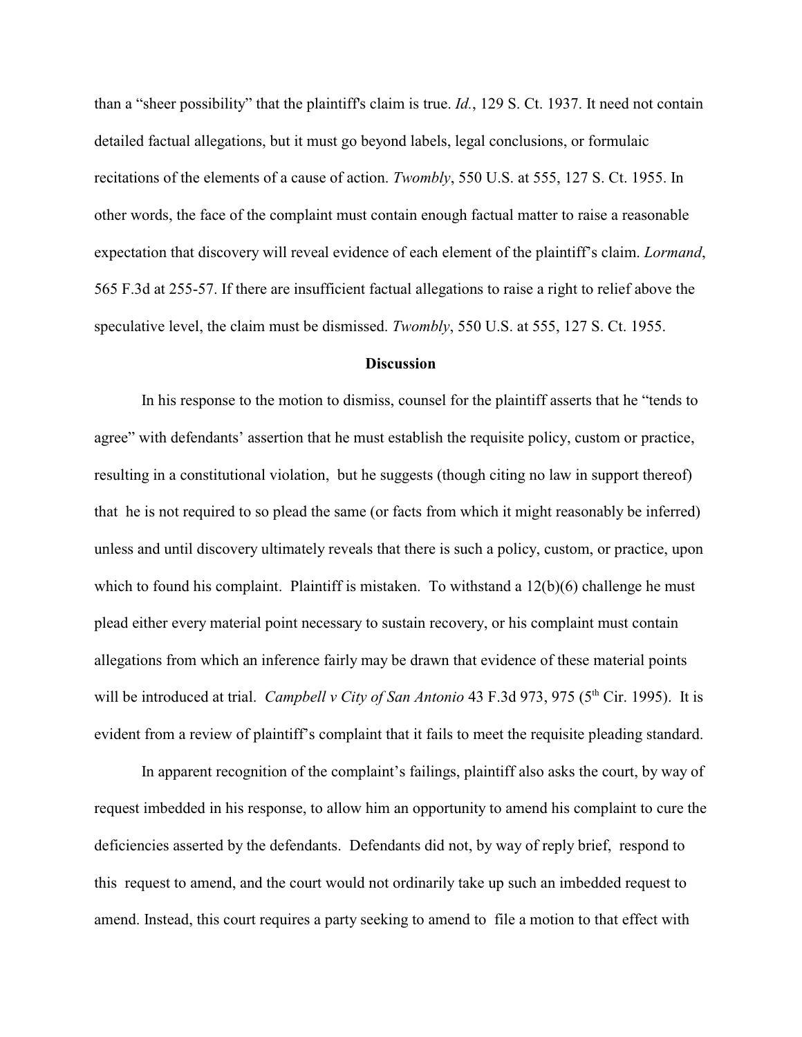than a "sheer possibility" that the plaintiff's claim is true. *Id.*, 129 S. Ct. 1937. It need not contain detailed factual allegations, but it must go beyond labels, legal conclusions, or formulaic recitations of the elements of a cause of action. *Twombly*, 550 U.S. at 555, 127 S. Ct. 1955. In other words, the face of the complaint must contain enough factual matter to raise a reasonable expectation that discovery will reveal evidence of each element of the plaintiff's claim. *Lormand*, 565 F.3d at 255-57. If there are insufficient factual allegations to raise a right to relief above the speculative level, the claim must be dismissed. *Twombly*, 550 U.S. at 555, 127 S. Ct. 1955.

**Discussion**

In his response to the motion to dismiss, counsel for the plaintiff asserts that he "tends to agree" with defendants' assertion that he must establish the requisite policy, custom or practice, resulting in a constitutional violation, but he suggests (though citing no law in support thereof) that he is not required to so plead the same (or facts from which it might reasonably be inferred) unless and until discovery ultimately reveals that there is such a policy, custom, or practice, upon which to found his complaint. Plaintiff is mistaken. To withstand a 12(b)(6) challenge he must plead either every material point necessary to sustain recovery, or his complaint must contain allegations from which an inference fairly may be drawn that evidence of these material points will be introduced at trial. *Campbell v City of San Antonio* 43 F.3d 973, 975 (5th Cir. 1995). It is evident from a review of plaintiff's complaint that it fails to meet the requisite pleading standard.

In apparent recognition of the complaint's failings, plaintiff also asks the court, by way of request imbedded in his response, to allow him an opportunity to amend his complaint to cure the deficiencies asserted by the defendants. Defendants did not, by way of reply brief, respond to this request to amend, and the court would not ordinarily take up such an imbedded request to amend. Instead, this court requires a party seeking to amend to file a motion to that effect with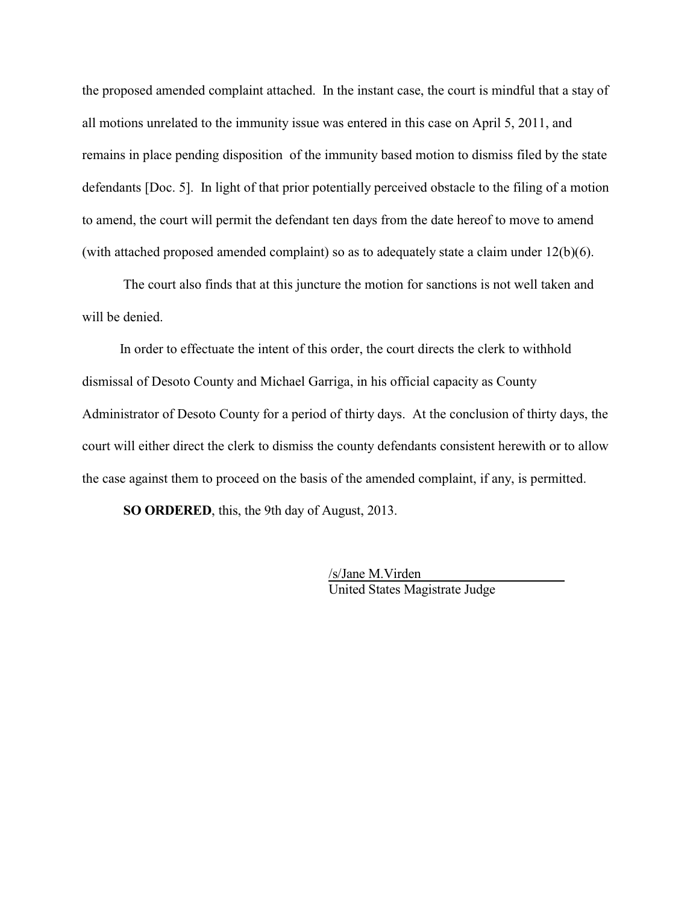the proposed amended complaint attached. In the instant case, the court is mindful that a stay of all motions unrelated to the immunity issue was entered in this case on April 5, 2011, and remains in place pending disposition of the immunity based motion to dismiss filed by the state defendants [Doc. 5]. In light of that prior potentially perceived obstacle to the filing of a motion to amend, the court will permit the defendant ten days from the date hereof to move to amend (with attached proposed amended complaint) so as to adequately state a claim under 12(b)(6).

The court also finds that at this juncture the motion for sanctions is not well taken and will be denied.

In order to effectuate the intent of this order, the court directs the clerk to withhold dismissal of Desoto County and Michael Garriga, in his official capacity as County Administrator of Desoto County for a period of thirty days. At the conclusion of thirty days, the court will either direct the clerk to dismiss the county defendants consistent herewith or to allow the case against them to proceed on the basis of the amended complaint, if any, is permitted.

**SO ORDERED**, this, the 9th day of August, 2013.

/s/Jane M.Virden
United States Magistrate Judge